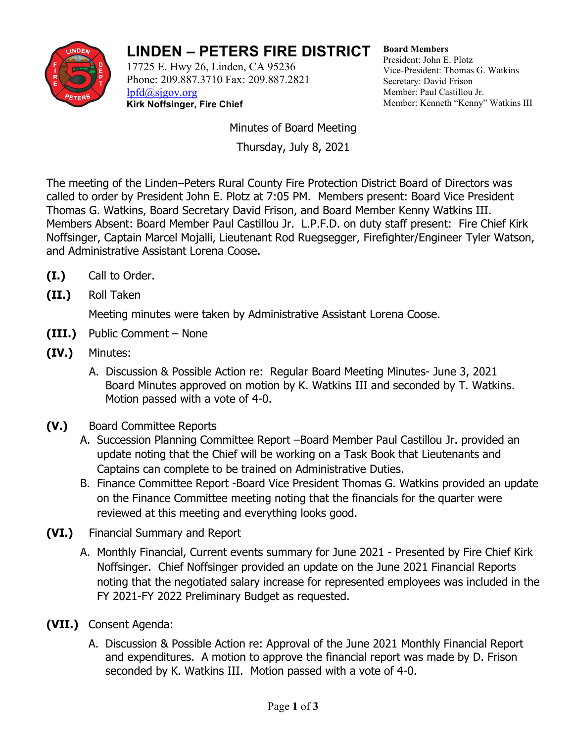# LINDEN – PETERS FIRE DISTRICT

17725 E. Hwy 26, Linden, CA 95236
Phone: 209.887.3710 Fax: 209.887.2821
lpfd@sjgov.org
**Kirk Noffsinger, Fire Chief**

**Board Members**
President: John E. Plotz
Vice-President: Thomas G. Watkins
Secretary: David Frison
Member: Paul Castillou Jr.
Member: Kenneth "Kenny" Watkins III

Minutes of Board Meeting

Thursday, July 8, 2021

The meeting of the Linden–Peters Rural County Fire Protection District Board of Directors was called to order by President John E. Plotz at 7:05 PM. Members present: Board Vice President Thomas G. Watkins, Board Secretary David Frison, and Board Member Kenny Watkins III. Members Absent: Board Member Paul Castillou Jr. L.P.F.D. on duty staff present: Fire Chief Kirk Noffsinger, Captain Marcel Mojalli, Lieutenant Rod Ruegsegger, Firefighter/Engineer Tyler Watson, and Administrative Assistant Lorena Coose.

**(I.)** Call to Order.

**(II.)** Roll Taken

Meeting minutes were taken by Administrative Assistant Lorena Coose.

**(III.)** Public Comment – None

**(IV.)** Minutes:

A. Discussion & Possible Action re: Regular Board Meeting Minutes- June 3, 2021 Board Minutes approved on motion by K. Watkins III and seconded by T. Watkins. Motion passed with a vote of 4-0.

**(V.)** Board Committee Reports

A. Succession Planning Committee Report –Board Member Paul Castillou Jr. provided an update noting that the Chief will be working on a Task Book that Lieutenants and Captains can complete to be trained on Administrative Duties.

B. Finance Committee Report -Board Vice President Thomas G. Watkins provided an update on the Finance Committee meeting noting that the financials for the quarter were reviewed at this meeting and everything looks good.

**(VI.)** Financial Summary and Report

A. Monthly Financial, Current events summary for June 2021 - Presented by Fire Chief Kirk Noffsinger. Chief Noffsinger provided an update on the June 2021 Financial Reports noting that the negotiated salary increase for represented employees was included in the FY 2021-FY 2022 Preliminary Budget as requested.

**(VII.)** Consent Agenda:

A. Discussion & Possible Action re: Approval of the June 2021 Monthly Financial Report and expenditures. A motion to approve the financial report was made by D. Frison seconded by K. Watkins III. Motion passed with a vote of 4-0.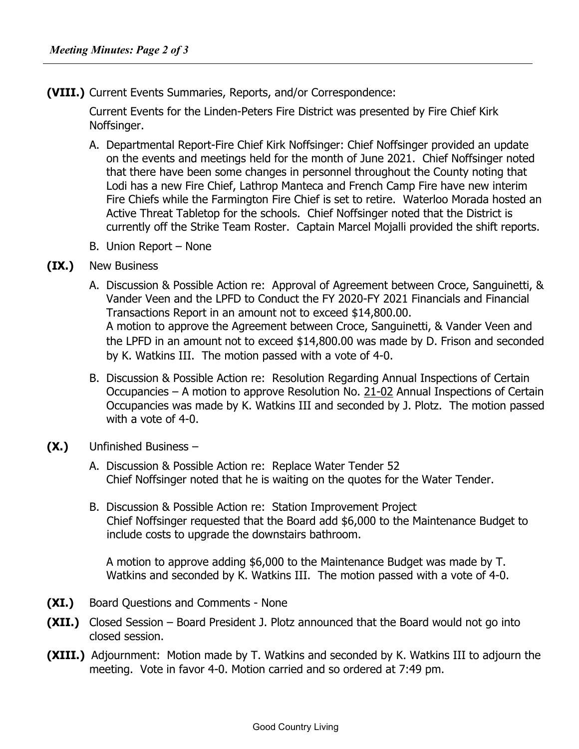**(VIII.)** Current Events Summaries, Reports, and/or Correspondence:

Current Events for the Linden-Peters Fire District was presented by Fire Chief Kirk Noffsinger.

A. Departmental Report-Fire Chief Kirk Noffsinger: Chief Noffsinger provided an update on the events and meetings held for the month of June 2021. Chief Noffsinger noted that there have been some changes in personnel throughout the County noting that Lodi has a new Fire Chief, Lathrop Manteca and French Camp Fire have new interim Fire Chiefs while the Farmington Fire Chief is set to retire. Waterloo Morada hosted an Active Threat Tabletop for the schools. Chief Noffsinger noted that the District is currently off the Strike Team Roster. Captain Marcel Mojalli provided the shift reports.

B. Union Report – None

**(IX.)** New Business

A. Discussion & Possible Action re: Approval of Agreement between Croce, Sanguinetti, & Vander Veen and the LPFD to Conduct the FY 2020-FY 2021 Financials and Financial Transactions Report in an amount not to exceed $14,800.00.
A motion to approve the Agreement between Croce, Sanguinetti, & Vander Veen and the LPFD in an amount not to exceed $14,800.00 was made by D. Frison and seconded by K. Watkins III. The motion passed with a vote of 4-0.

B. Discussion & Possible Action re: Resolution Regarding Annual Inspections of Certain Occupancies – A motion to approve Resolution No. 21-02 Annual Inspections of Certain Occupancies was made by K. Watkins III and seconded by J. Plotz. The motion passed with a vote of 4-0.

**(X.)** Unfinished Business –

A. Discussion & Possible Action re: Replace Water Tender 52
Chief Noffsinger noted that he is waiting on the quotes for the Water Tender.

B. Discussion & Possible Action re: Station Improvement Project
Chief Noffsinger requested that the Board add $6,000 to the Maintenance Budget to include costs to upgrade the downstairs bathroom.

A motion to approve adding $6,000 to the Maintenance Budget was made by T. Watkins and seconded by K. Watkins III. The motion passed with a vote of 4-0.

**(XI.)** Board Questions and Comments - None

**(XII.)** Closed Session – Board President J. Plotz announced that the Board would not go into closed session.

**(XIII.)** Adjournment: Motion made by T. Watkins and seconded by K. Watkins III to adjourn the meeting. Vote in favor 4-0. Motion carried and so ordered at 7:49 pm.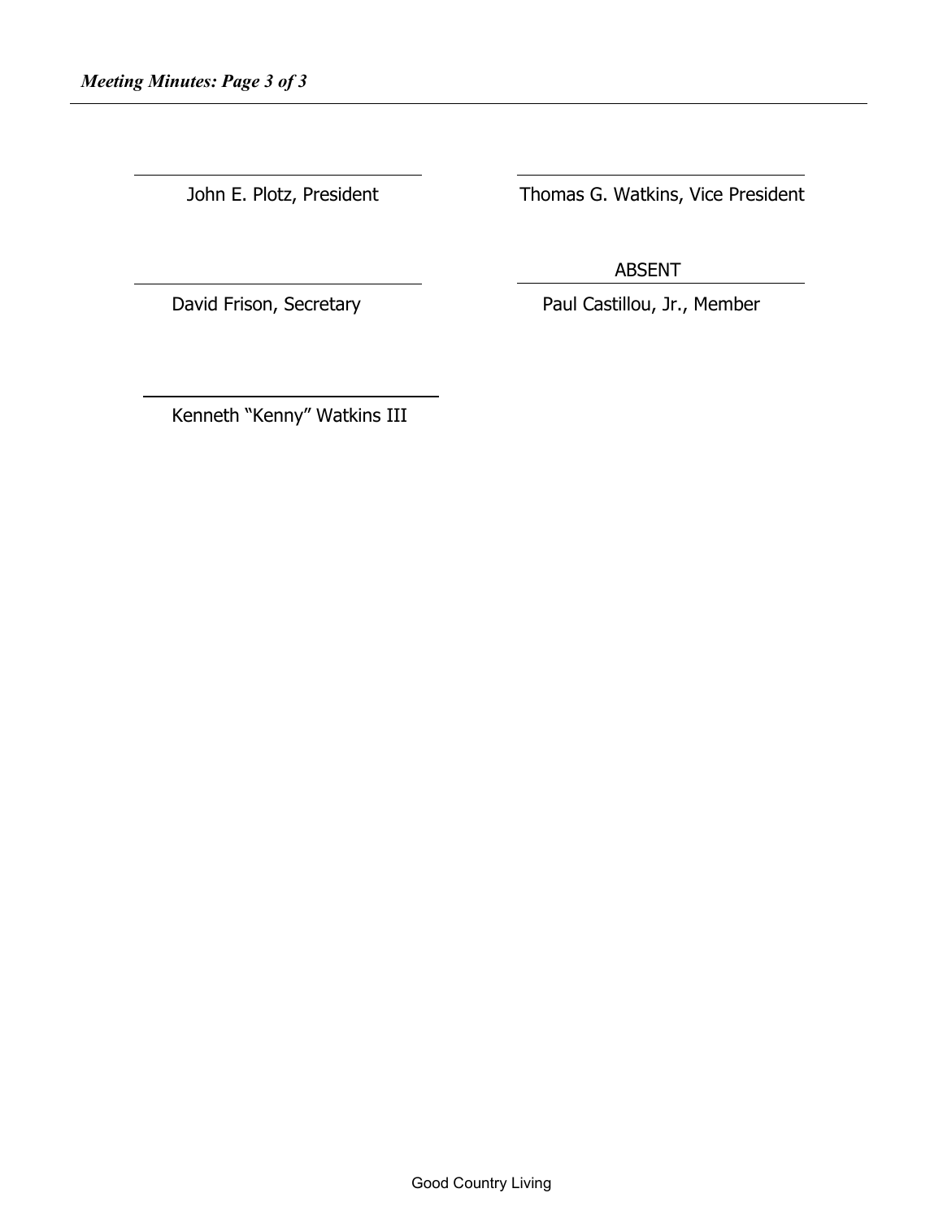John E. Plotz, President

Thomas G. Watkins, Vice President

David Frison, Secretary

ABSENT

Paul Castillou, Jr., Member

Kenneth "Kenny" Watkins III